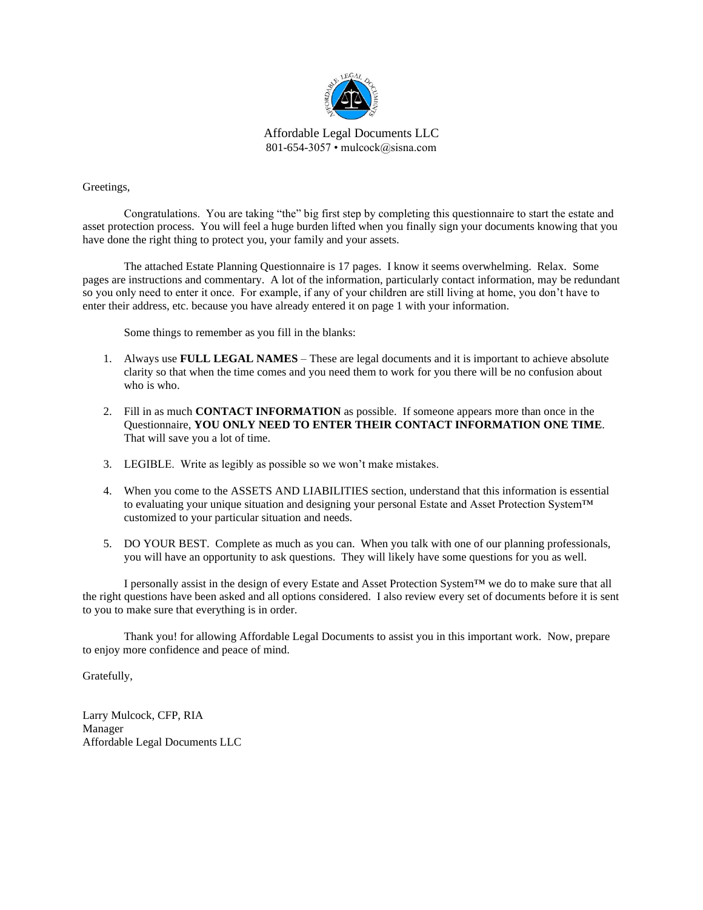Affordable Legal Documents LLC
801-654-3057 • mulcock@sisna.com

Greetings,

Congratulations. You are taking "the" big first step by completing this questionnaire to start the estate and asset protection process. You will feel a huge burden lifted when you finally sign your documents knowing that you have done the right thing to protect you, your family and your assets.

The attached Estate Planning Questionnaire is 17 pages. I know it seems overwhelming. Relax. Some pages are instructions and commentary. A lot of the information, particularly contact information, may be redundant so you only need to enter it once. For example, if any of your children are still living at home, you don't have to enter their address, etc. because you have already entered it on page 1 with your information.

Some things to remember as you fill in the blanks:

1. Always use **FULL LEGAL NAMES** – These are legal documents and it is important to achieve absolute clarity so that when the time comes and you need them to work for you there will be no confusion about who is who.

2. Fill in as much **CONTACT INFORMATION** as possible. If someone appears more than once in the Questionnaire, **YOU ONLY NEED TO ENTER THEIR CONTACT INFORMATION ONE TIME**. That will save you a lot of time.

3. LEGIBLE. Write as legibly as possible so we won't make mistakes.

4. When you come to the ASSETS AND LIABILITIES section, understand that this information is essential to evaluating your unique situation and designing your personal Estate and Asset Protection System™ customized to your particular situation and needs.

5. DO YOUR BEST. Complete as much as you can. When you talk with one of our planning professionals, you will have an opportunity to ask questions. They will likely have some questions for you as well.

I personally assist in the design of every Estate and Asset Protection System™ we do to make sure that all the right questions have been asked and all options considered. I also review every set of documents before it is sent to you to make sure that everything is in order.

Thank you! for allowing Affordable Legal Documents to assist you in this important work. Now, prepare to enjoy more confidence and peace of mind.

Gratefully,

Larry Mulcock, CFP, RIA
Manager
Affordable Legal Documents LLC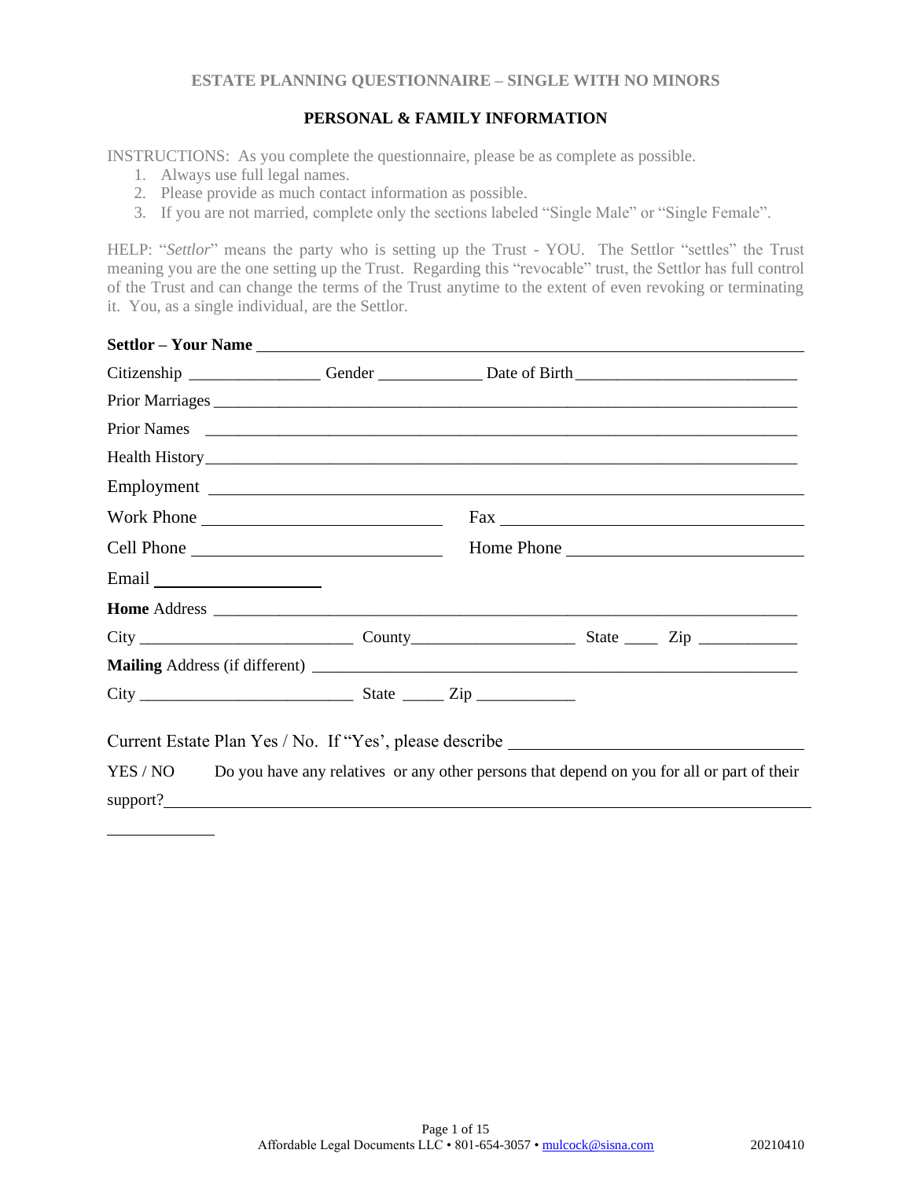ESTATE PLANNING QUESTIONNAIRE – SINGLE WITH NO MINORS

## PERSONAL & FAMILY INFORMATION

INSTRUCTIONS: As you complete the questionnaire, please be as complete as possible.

1. Always use full legal names.
2. Please provide as much contact information as possible.
3. If you are not married, complete only the sections labeled "Single Male" or "Single Female".

HELP: "*Settlor*" means the party who is setting up the Trust - YOU. The Settlor "settles" the Trust meaning you are the one setting up the Trust. Regarding this "revocable" trust, the Settlor has full control of the Trust and can change the terms of the Trust anytime to the extent of even revoking or terminating it. You, as a single individual, are the Settlor.

**Settlor – Your Name** ______________________________________________

Citizership _______________ Gender ____________ Date of Birth _________________________

Prior Marriages _______________________________________________________________

Prior Names _________________________________________________________________

Health History _______________________________________________________________

Employment _________________________________________________________________

Work Phone ___________________________ Fax ___________________________________

Cell Phone ____________________________ Home Phone ____________________________

Email ____________________

**Home** Address ______________________________________________________________

City _________________________ County___________________ State ____ Zip ___________

**Mailing** Address (if different) __________________________________________________

City _________________________ State _____ Zip ____________

Current Estate Plan Yes / No. If "Yes', please describe ________________________________

YES / NO Do you have any relatives or any other persons that depend on you for all or part of their support?____________________________________________________________________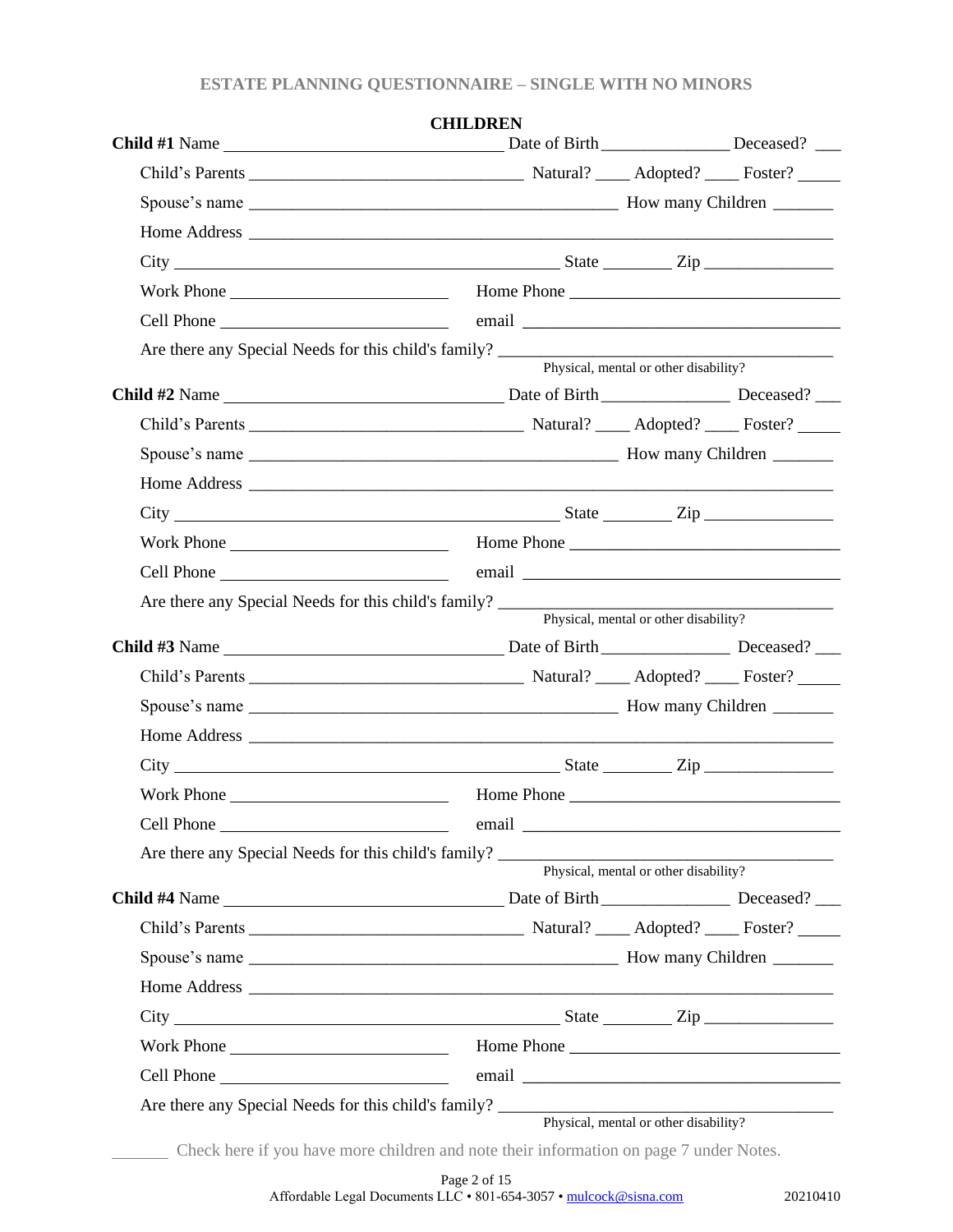## CHILDREN

**Child #1** Name ______________________ Date of Birth ______________ Deceased? ___

Child's Parents ______________________ Natural? ____ Adopted? ____ Foster? _____

Spouse's name ______________________ How many Children _______

Home Address ______________________________________________

City ______________________ State ________ Zip _______________

Work Phone ______________________ Home Phone ______________________

Cell Phone ______________________ email ______________________

Are there any Special Needs for this child's family? ______________________
Physical, mental or other disability?

**Child #2** Name ______________________ Date of Birth ______________ Deceased? ___

Child's Parents ______________________ Natural? ____ Adopted? ____ Foster? _____

Spouse's name ______________________ How many Children _______

Home Address ______________________________________________

City ______________________ State ________ Zip _______________

Work Phone ______________________ Home Phone ______________________

Cell Phone ______________________ email ______________________

Are there any Special Needs for this child's family? ______________________
Physical, mental or other disability?

**Child #3** Name ______________________ Date of Birth ______________ Deceased? ___

Child's Parents ______________________ Natural? ____ Adopted? ____ Foster? _____

Spouse's name ______________________ How many Children _______

Home Address ______________________________________________

City ______________________ State ________ Zip _______________

Work Phone ______________________ Home Phone ______________________

Cell Phone ______________________ email ______________________

Are there any Special Needs for this child's family? ______________________
Physical, mental or other disability?

**Child #4** Name ______________________ Date of Birth ______________ Deceased? ___

Child's Parents ______________________ Natural? ____ Adopted? ____ Foster? _____

Spouse's name ______________________ How many Children _______

Home Address ______________________________________________

City ______________________ State ________ Zip _______________

Work Phone ______________________ Home Phone ______________________

Cell Phone ______________________ email ______________________

Are there any Special Needs for this child's family? ______________________
Physical, mental or other disability?

_______ Check here if you have more children and note their information on page 7 under Notes.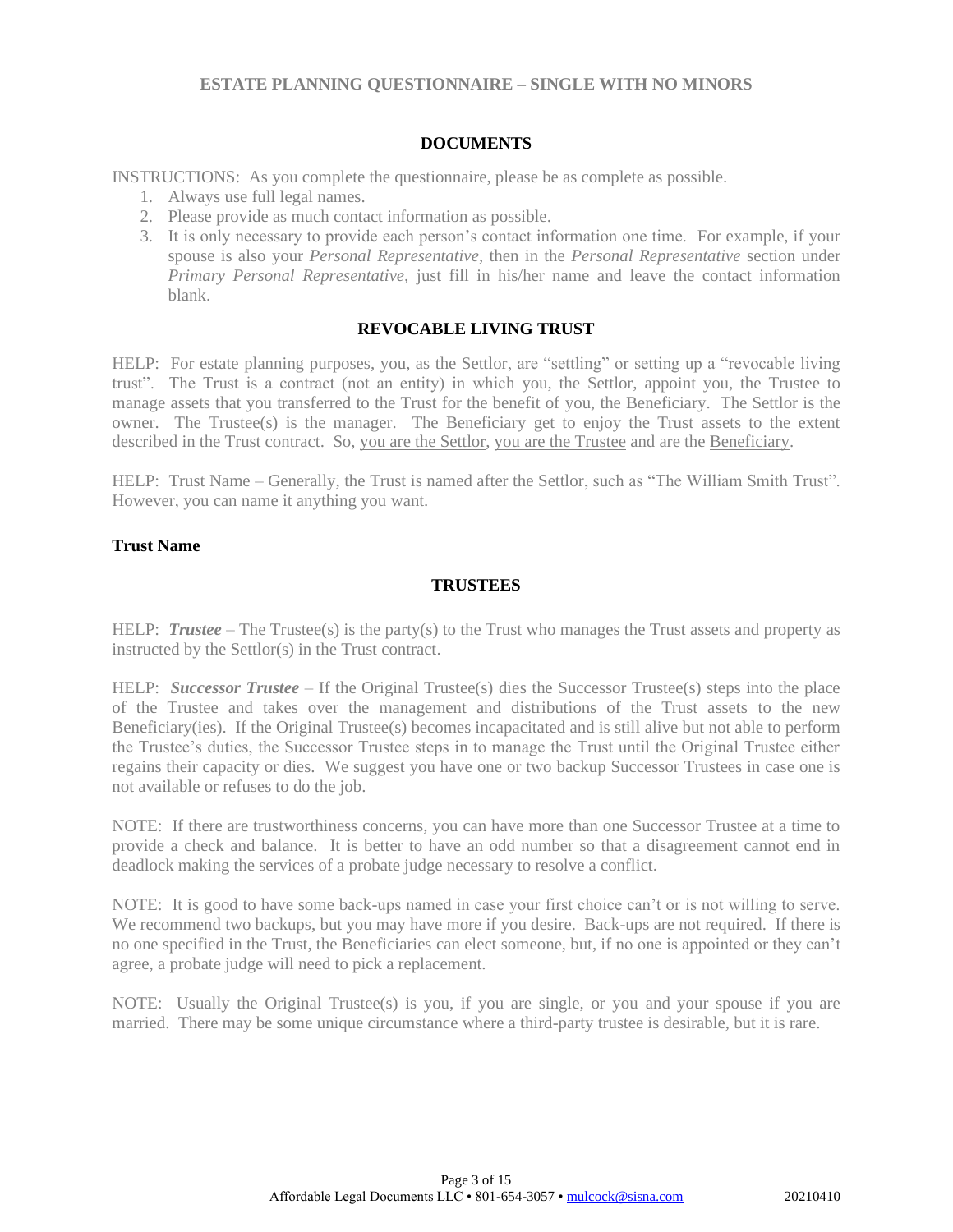## ESTATE PLANNING QUESTIONNAIRE – SINGLE WITH NO MINORS

### DOCUMENTS

INSTRUCTIONS: As you complete the questionnaire, please be as complete as possible.

1. Always use full legal names.
2. Please provide as much contact information as possible.
3. It is only necessary to provide each person's contact information one time. For example, if your spouse is also your *Personal Representative*, then in the *Personal Representative* section under *Primary Personal Representative*, just fill in his/her name and leave the contact information blank.

### REVOCABLE LIVING TRUST

HELP: For estate planning purposes, you, as the Settlor, are "settling" or setting up a "revocable living trust". The Trust is a contract (not an entity) in which you, the Settlor, appoint you, the Trustee to manage assets that you transferred to the Trust for the benefit of you, the Beneficiary. The Settlor is the owner. The Trustee(s) is the manager. The Beneficiary get to enjoy the Trust assets to the extent described in the Trust contract. So, you are the Settlor, you are the Trustee and are the Beneficiary.

HELP: Trust Name – Generally, the Trust is named after the Settlor, such as "The William Smith Trust". However, you can name it anything you want.

**Trust Name** ______________________________________________________________

### TRUSTEES

HELP: ***Trustee*** – The Trustee(s) is the party(s) to the Trust who manages the Trust assets and property as instructed by the Settlor(s) in the Trust contract.

HELP: ***Successor Trustee*** – If the Original Trustee(s) dies the Successor Trustee(s) steps into the place of the Trustee and takes over the management and distributions of the Trust assets to the new Beneficiary(ies). If the Original Trustee(s) becomes incapacitated and is still alive but not able to perform the Trustee's duties, the Successor Trustee steps in to manage the Trust until the Original Trustee either regains their capacity or dies. We suggest you have one or two backup Successor Trustees in case one is not available or refuses to do the job.

NOTE: If there are trustworthiness concerns, you can have more than one Successor Trustee at a time to provide a check and balance. It is better to have an odd number so that a disagreement cannot end in deadlock making the services of a probate judge necessary to resolve a conflict.

NOTE: It is good to have some back-ups named in case your first choice can't or is not willing to serve. We recommend two backups, but you may have more if you desire. Back-ups are not required. If there is no one specified in the Trust, the Beneficiaries can elect someone, but, if no one is appointed or they can't agree, a probate judge will need to pick a replacement.

NOTE: Usually the Original Trustee(s) is you, if you are single, or you and your spouse if you are married. There may be some unique circumstance where a third-party trustee is desirable, but it is rare.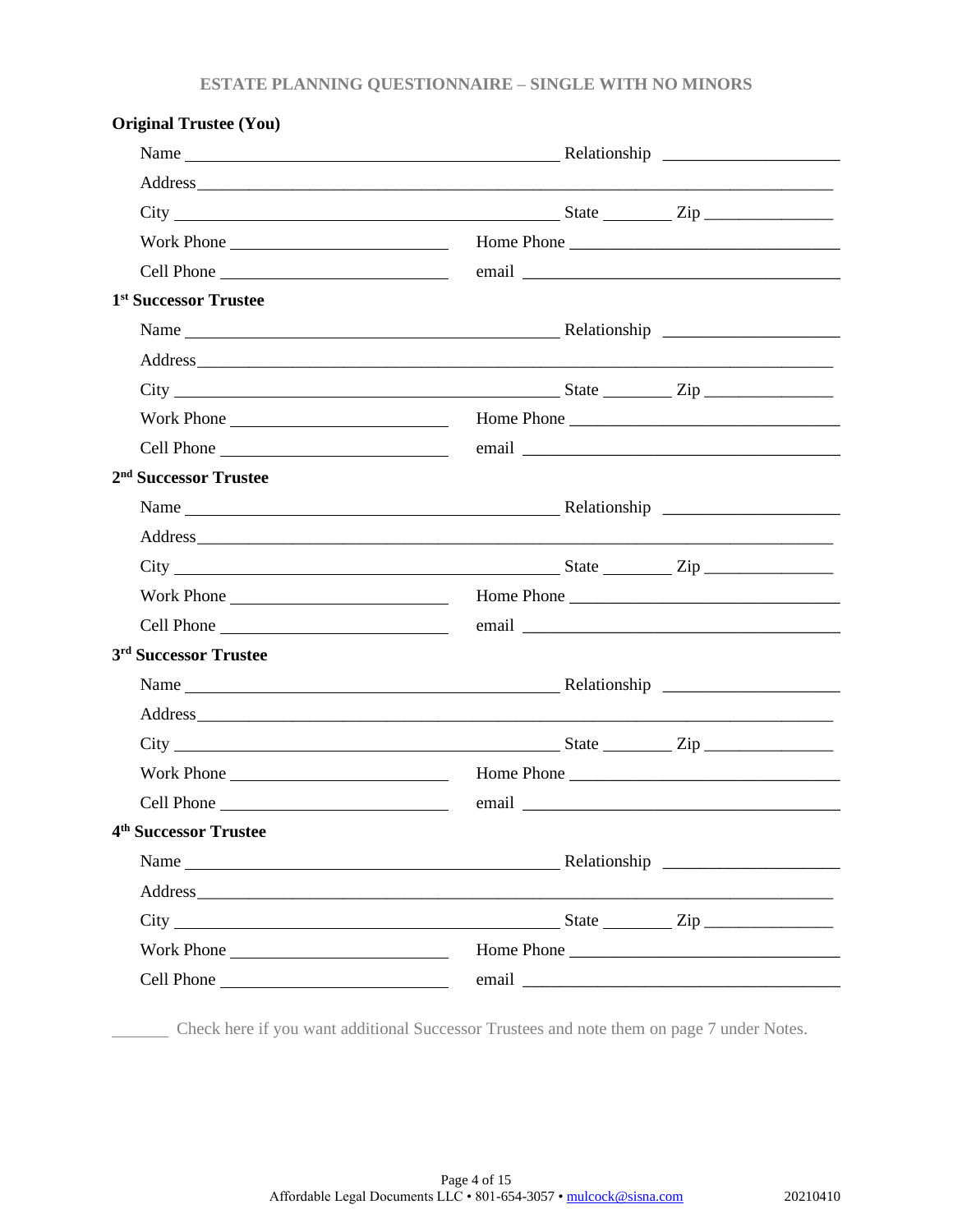## ESTATE PLANNING QUESTIONNAIRE – SINGLE WITH NO MINORS

**Original Trustee (You)**

Name ______________________________ Relationship ______________

Address ______________________________________________________

City ______________________________ State ________ Zip ___________

Work Phone __________________ Home Phone ______________________

Cell Phone __________________ email ___________________________

**1st Successor Trustee**

Name ______________________________ Relationship ______________

Address ______________________________________________________

City ______________________________ State ________ Zip ___________

Work Phone __________________ Home Phone ______________________

Cell Phone __________________ email ___________________________

**2nd Successor Trustee**

Name ______________________________ Relationship ______________

Address ______________________________________________________

City ______________________________ State ________ Zip ___________

Work Phone __________________ Home Phone ______________________

Cell Phone __________________ email ___________________________

**3rd Successor Trustee**

Name ______________________________ Relationship ______________

Address ______________________________________________________

City ______________________________ State ________ Zip ___________

Work Phone __________________ Home Phone ______________________

Cell Phone __________________ email ___________________________

**4th Successor Trustee**

Name ______________________________ Relationship ______________

Address ______________________________________________________

City ______________________________ State ________ Zip ___________

Work Phone __________________ Home Phone ______________________

Cell Phone __________________ email ___________________________

______ Check here if you want additional Successor Trustees and note them on page 7 under Notes.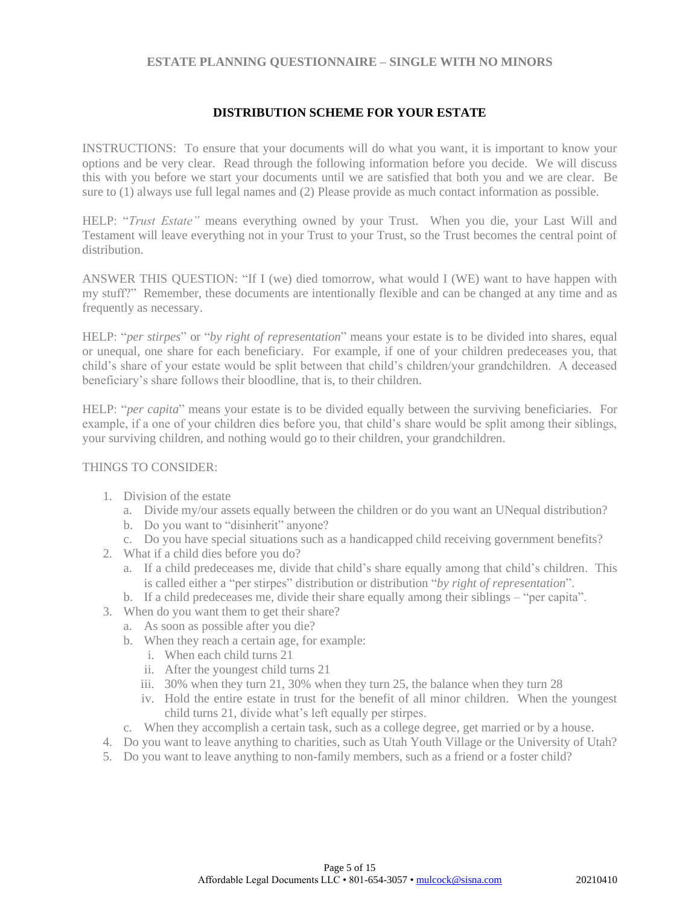## ESTATE PLANNING QUESTIONNAIRE – SINGLE WITH NO MINORS

### DISTRIBUTION SCHEME FOR YOUR ESTATE

INSTRUCTIONS: To ensure that your documents will do what you want, it is important to know your options and be very clear. Read through the following information before you decide. We will discuss this with you before we start your documents until we are satisfied that both you and we are clear. Be sure to (1) always use full legal names and (2) Please provide as much contact information as possible.

HELP: "*Trust Estate"* means everything owned by your Trust. When you die, your Last Will and Testament will leave everything not in your Trust to your Trust, so the Trust becomes the central point of distribution.

ANSWER THIS QUESTION: "If I (we) died tomorrow, what would I (WE) want to have happen with my stuff?" Remember, these documents are intentionally flexible and can be changed at any time and as frequently as necessary.

HELP: "*per stirpes*" or "*by right of representation*" means your estate is to be divided into shares, equal or unequal, one share for each beneficiary. For example, if one of your children predeceases you, that child's share of your estate would be split between that child's children/your grandchildren. A deceased beneficiary's share follows their bloodline, that is, to their children.

HELP: "*per capita*" means your estate is to be divided equally between the surviving beneficiaries. For example, if a one of your children dies before you, that child's share would be split among their siblings, your surviving children, and nothing would go to their children, your grandchildren.

THINGS TO CONSIDER:

1. Division of the estate
   a. Divide my/our assets equally between the children or do you want an UNequal distribution?
   b. Do you want to "disinherit" anyone?
   c. Do you have special situations such as a handicapped child receiving government benefits?
2. What if a child dies before you do?
   a. If a child predeceases me, divide that child's share equally among that child's children. This is called either a "per stirpes" distribution or distribution "*by right of representation*".
   b. If a child predeceases me, divide their share equally among their siblings – "per capita".
3. When do you want them to get their share?
   a. As soon as possible after you die?
   b. When they reach a certain age, for example:
      i. When each child turns 21
      ii. After the youngest child turns 21
      iii. 30% when they turn 21, 30% when they turn 25, the balance when they turn 28
      iv. Hold the entire estate in trust for the benefit of all minor children. When the youngest child turns 21, divide what's left equally per stirpes.
   c. When they accomplish a certain task, such as a college degree, get married or by a house.
4. Do you want to leave anything to charities, such as Utah Youth Village or the University of Utah?
5. Do you want to leave anything to non-family members, such as a friend or a foster child?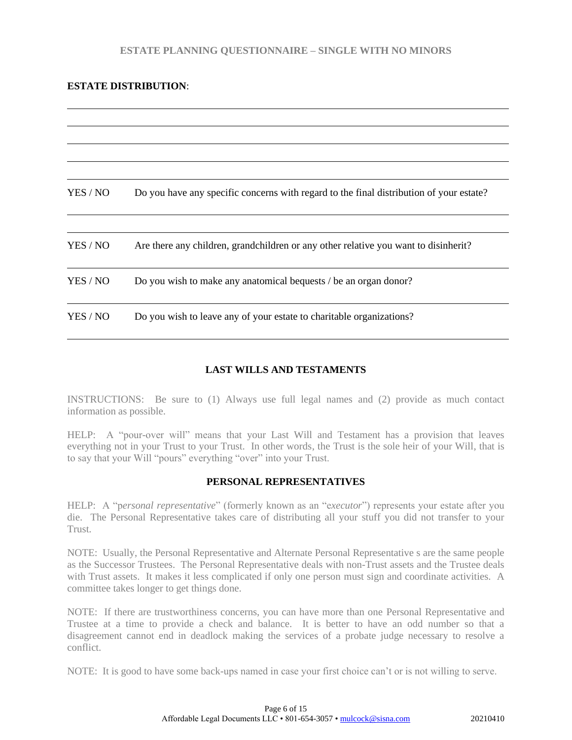**ESTATE DISTRIBUTION**:

YES / NO Do you have any specific concerns with regard to the final distribution of your estate?

YES / NO Are there any children, grandchildren or any other relative you want to disinherit?

YES / NO Do you wish to make any anatomical bequests / be an organ donor?

YES / NO Do you wish to leave any of your estate to charitable organizations?

## LAST WILLS AND TESTAMENTS

INSTRUCTIONS: Be sure to (1) Always use full legal names and (2) provide as much contact information as possible.

HELP: A "pour-over will" means that your Last Will and Testament has a provision that leaves everything not in your Trust to your Trust. In other words, the Trust is the sole heir of your Will, that is to say that your Will "pours" everything "over" into your Trust.

## PERSONAL REPRESENTATIVES

HELP: A "p*ersonal representative*" (formerly known as an "e*xecutor*") represents your estate after you die. The Personal Representative takes care of distributing all your stuff you did not transfer to your Trust.

NOTE: Usually, the Personal Representative and Alternate Personal Representative s are the same people as the Successor Trustees. The Personal Representative deals with non-Trust assets and the Trustee deals with Trust assets. It makes it less complicated if only one person must sign and coordinate activities. A committee takes longer to get things done.

NOTE: If there are trustworthiness concerns, you can have more than one Personal Representative and Trustee at a time to provide a check and balance. It is better to have an odd number so that a disagreement cannot end in deadlock making the services of a probate judge necessary to resolve a conflict.

NOTE: It is good to have some back-ups named in case your first choice can't or is not willing to serve.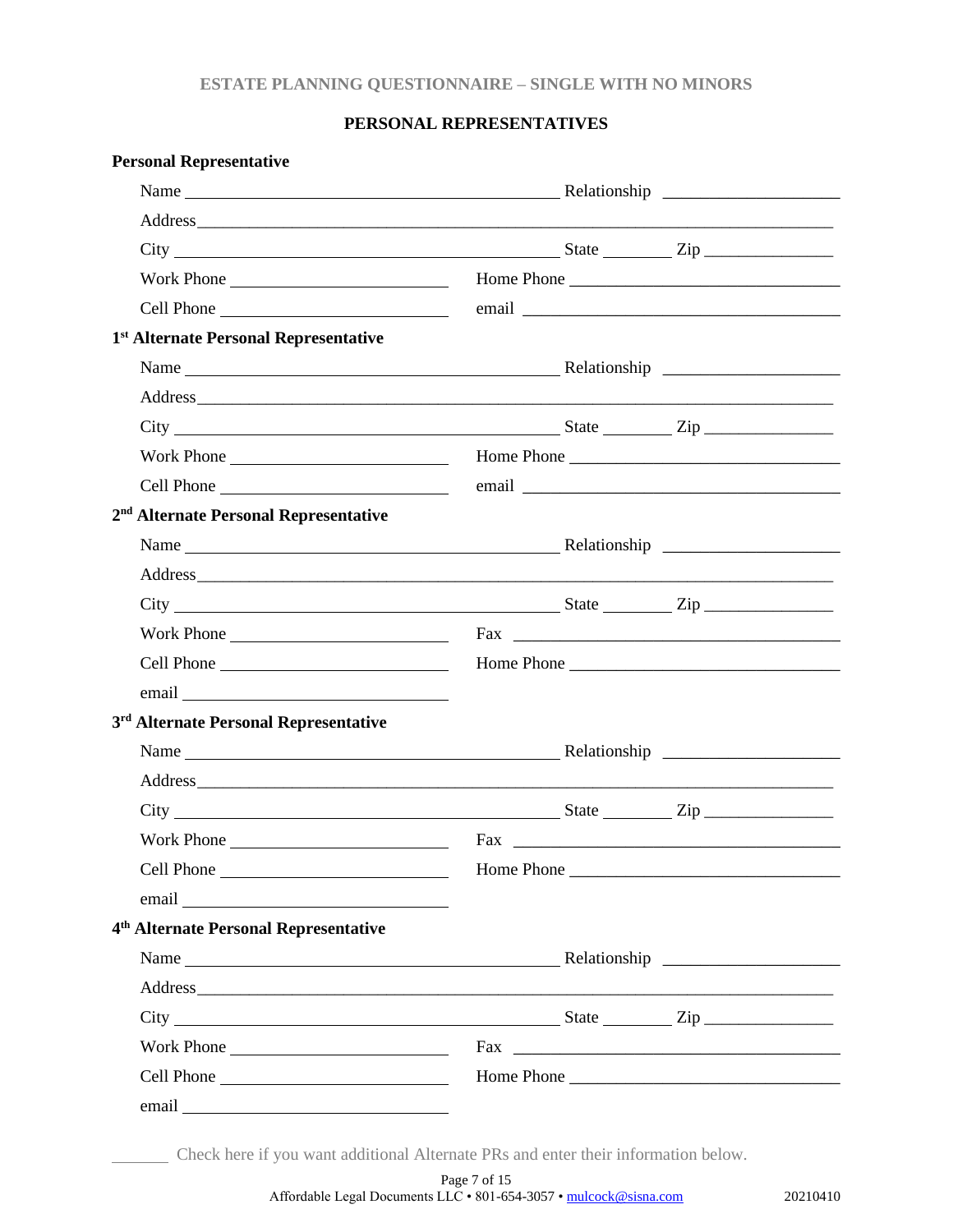## PERSONAL REPRESENTATIVES

**Personal Representative**

Name ______________________________ Relationship ______________

Address ______________________________________________________

City ______________________________ State ________ Zip ______________

Work Phone ______________________ Home Phone ______________________

Cell Phone ______________________ email ______________________

**1st Alternate Personal Representative**

Name ______________________________ Relationship ______________

Address ______________________________________________________

City ______________________________ State ________ Zip ______________

Work Phone ______________________ Home Phone ______________________

Cell Phone ______________________ email ______________________

**2nd Alternate Personal Representative**

Name ______________________________ Relationship ______________

Address ______________________________________________________

City ______________________________ State ________ Zip ______________

Work Phone ______________________ Fax ______________________

Cell Phone ______________________ Home Phone ______________________

email ______________________

**3rd Alternate Personal Representative**

Name ______________________________ Relationship ______________

Address ______________________________________________________

City ______________________________ State ________ Zip ______________

Work Phone ______________________ Fax ______________________

Cell Phone ______________________ Home Phone ______________________

email ______________________

**4th Alternate Personal Representative**

Name ______________________________ Relationship ______________

Address ______________________________________________________

City ______________________________ State ________ Zip ______________

Work Phone ______________________ Fax ______________________

Cell Phone ______________________ Home Phone ______________________

email ______________________

_______ Check here if you want additional Alternate PRs and enter their information below.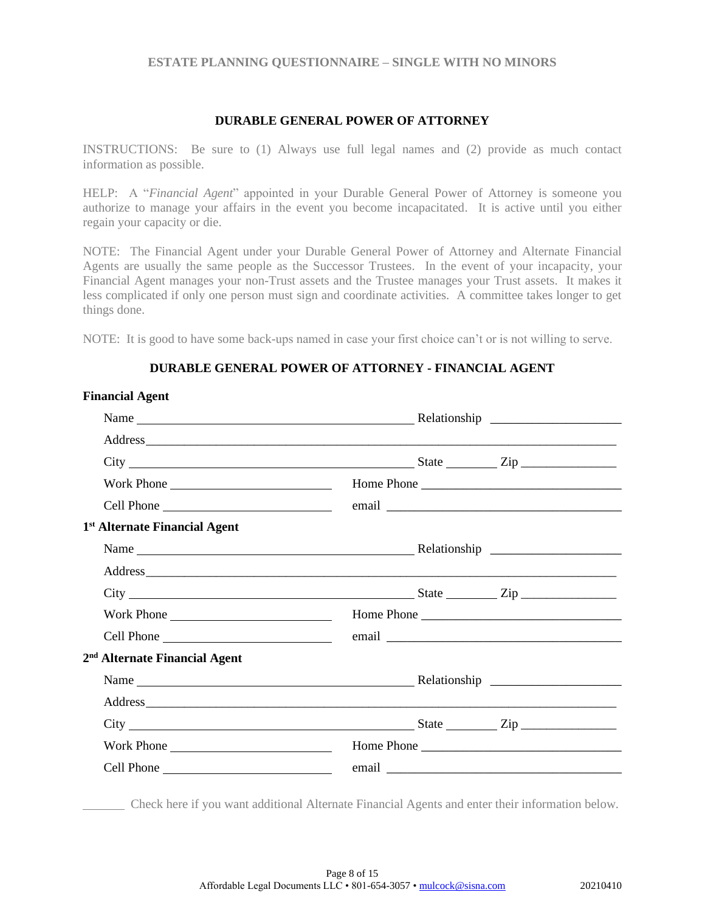## DURABLE GENERAL POWER OF ATTORNEY

INSTRUCTIONS: Be sure to (1) Always use full legal names and (2) provide as much contact information as possible.

HELP: A "*Financial Agent*" appointed in your Durable General Power of Attorney is someone you authorize to manage your affairs in the event you become incapacitated. It is active until you either regain your capacity or die.

NOTE: The Financial Agent under your Durable General Power of Attorney and Alternate Financial Agents are usually the same people as the Successor Trustees. In the event of your incapacity, your Financial Agent manages your non-Trust assets and the Trustee manages your Trust assets. It makes it less complicated if only one person must sign and coordinate activities. A committee takes longer to get things done.

NOTE: It is good to have some back-ups named in case your first choice can't or is not willing to serve.

### DURABLE GENERAL POWER OF ATTORNEY - FINANCIAL AGENT

**Financial Agent**

Name ______________________________ Relationship ____________________

Address ____________________________________________________________

City ______________________________ State ________ Zip _______________

Work Phone __________________________ Home Phone ____________________________

Cell Phone __________________________ email ________________________________

**1st Alternate Financial Agent**

Name ______________________________ Relationship ____________________

Address ____________________________________________________________

City ______________________________ State ________ Zip _______________

Work Phone __________________________ Home Phone ____________________________

Cell Phone __________________________ email ________________________________

**2nd Alternate Financial Agent**

Name ______________________________ Relationship ____________________

Address ____________________________________________________________

City ______________________________ State ________ Zip _______________

Work Phone __________________________ Home Phone ____________________________

Cell Phone __________________________ email ________________________________

_______ Check here if you want additional Alternate Financial Agents and enter their information below.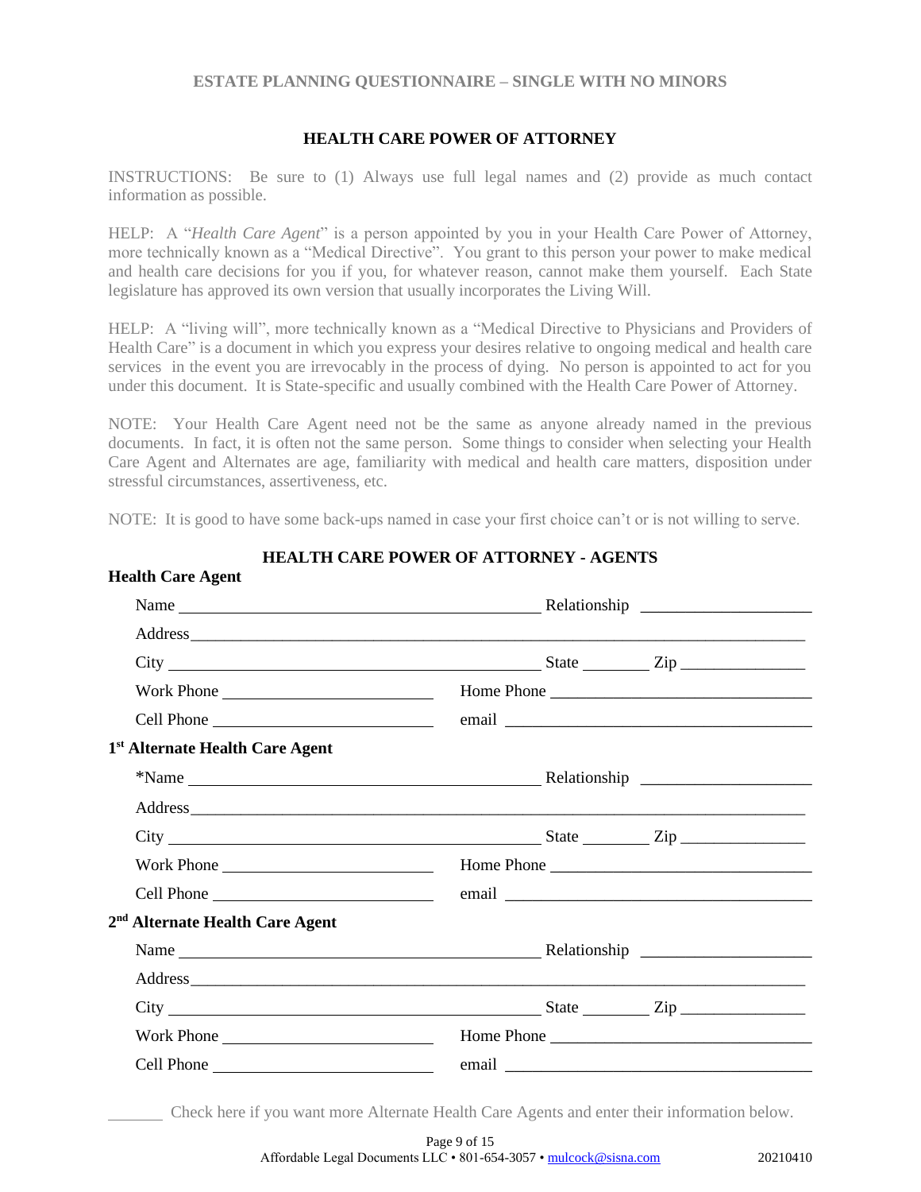## HEALTH CARE POWER OF ATTORNEY

INSTRUCTIONS: Be sure to (1) Always use full legal names and (2) provide as much contact information as possible.

HELP: A "*Health Care Agent*" is a person appointed by you in your Health Care Power of Attorney, more technically known as a "Medical Directive". You grant to this person your power to make medical and health care decisions for you if you, for whatever reason, cannot make them yourself. Each State legislature has approved its own version that usually incorporates the Living Will.

HELP: A "living will", more technically known as a "Medical Directive to Physicians and Providers of Health Care" is a document in which you express your desires relative to ongoing medical and health care services in the event you are irrevocably in the process of dying. No person is appointed to act for you under this document. It is State-specific and usually combined with the Health Care Power of Attorney.

NOTE: Your Health Care Agent need not be the same as anyone already named in the previous documents. In fact, it is often not the same person. Some things to consider when selecting your Health Care Agent and Alternates are age, familiarity with medical and health care matters, disposition under stressful circumstances, assertiveness, etc.

NOTE: It is good to have some back-ups named in case your first choice can't or is not willing to serve.

### HEALTH CARE POWER OF ATTORNEY - AGENTS

**Health Care Agent**

Name ______________________________ Relationship ____________________

Address ____________________________________________________________

City ______________________________ State ________ Zip _______________

Work Phone _________________________ Home Phone ______________________

Cell Phone _________________________ email ___________________________

**1st Alternate Health Care Agent**

*Name ______________________________ Relationship ____________________

Address ____________________________________________________________

City ______________________________ State ________ Zip _______________

Work Phone _________________________ Home Phone ______________________

Cell Phone _________________________ email ___________________________

**2nd Alternate Health Care Agent**

Name ______________________________ Relationship ____________________

Address ____________________________________________________________

City ______________________________ State ________ Zip _______________

Work Phone _________________________ Home Phone ______________________

Cell Phone _________________________ email ___________________________

_______ Check here if you want more Alternate Health Care Agents and enter their information below.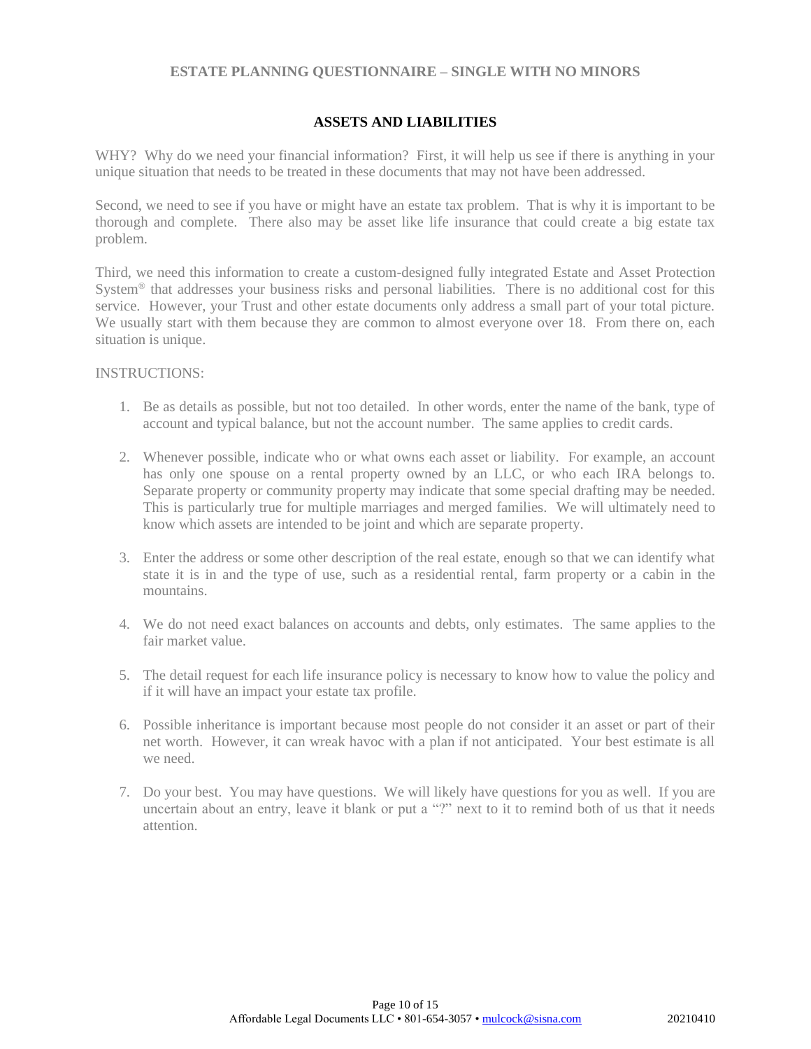## ASSETS AND LIABILITIES

WHY? Why do we need your financial information? First, it will help us see if there is anything in your unique situation that needs to be treated in these documents that may not have been addressed.

Second, we need to see if you have or might have an estate tax problem. That is why it is important to be thorough and complete. There also may be asset like life insurance that could create a big estate tax problem.

Third, we need this information to create a custom-designed fully integrated Estate and Asset Protection System® that addresses your business risks and personal liabilities. There is no additional cost for this service. However, your Trust and other estate documents only address a small part of your total picture. We usually start with them because they are common to almost everyone over 18. From there on, each situation is unique.

INSTRUCTIONS:

1. Be as details as possible, but not too detailed. In other words, enter the name of the bank, type of account and typical balance, but not the account number. The same applies to credit cards.

2. Whenever possible, indicate who or what owns each asset or liability. For example, an account has only one spouse on a rental property owned by an LLC, or who each IRA belongs to. Separate property or community property may indicate that some special drafting may be needed. This is particularly true for multiple marriages and merged families. We will ultimately need to know which assets are intended to be joint and which are separate property.

3. Enter the address or some other description of the real estate, enough so that we can identify what state it is in and the type of use, such as a residential rental, farm property or a cabin in the mountains.

4. We do not need exact balances on accounts and debts, only estimates. The same applies to the fair market value.

5. The detail request for each life insurance policy is necessary to know how to value the policy and if it will have an impact your estate tax profile.

6. Possible inheritance is important because most people do not consider it an asset or part of their net worth. However, it can wreak havoc with a plan if not anticipated. Your best estimate is all we need.

7. Do your best. You may have questions. We will likely have questions for you as well. If you are uncertain about an entry, leave it blank or put a "?" next to it to remind both of us that it needs attention.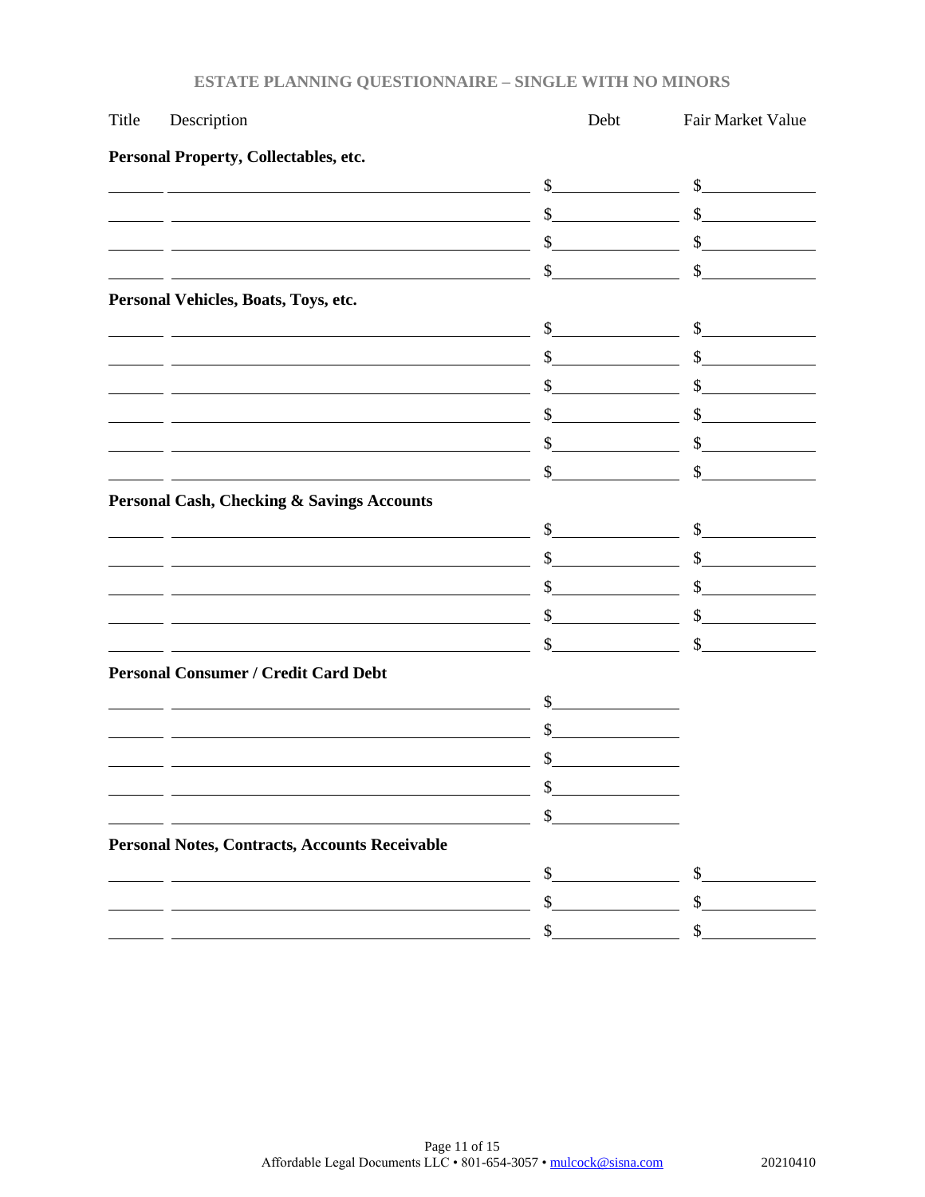# ESTATE PLANNING QUESTIONNAIRE – SINGLE WITH NO MINORS

| Title | Description | Debt | Fair Market Value |
| --- | --- | --- | --- |
| **Personal Property, Collectables, etc.** | | | |
| | | $ | $ |
| | | $ | $ |
| | | $ | $ |
| | | $ | $ |
| **Personal Vehicles, Boats, Toys, etc.** | | | |
| | | $ | $ |
| | | $ | $ |
| | | $ | $ |
| | | $ | $ |
| | | $ | $ |
| | | $ | $ |
| **Personal Cash, Checking & Savings Accounts** | | | |
| | | $ | $ |
| | | $ | $ |
| | | $ | $ |
| | | $ | $ |
| | | $ | $ |
| **Personal Consumer / Credit Card Debt** | | | |
| | | $ | |
| | | $ | |
| | | $ | |
| | | $ | |
| | | $ | |
| **Personal Notes, Contracts, Accounts Receivable** | | | |
| | | $ | $ |
| | | $ | $ |
| | | $ | $ |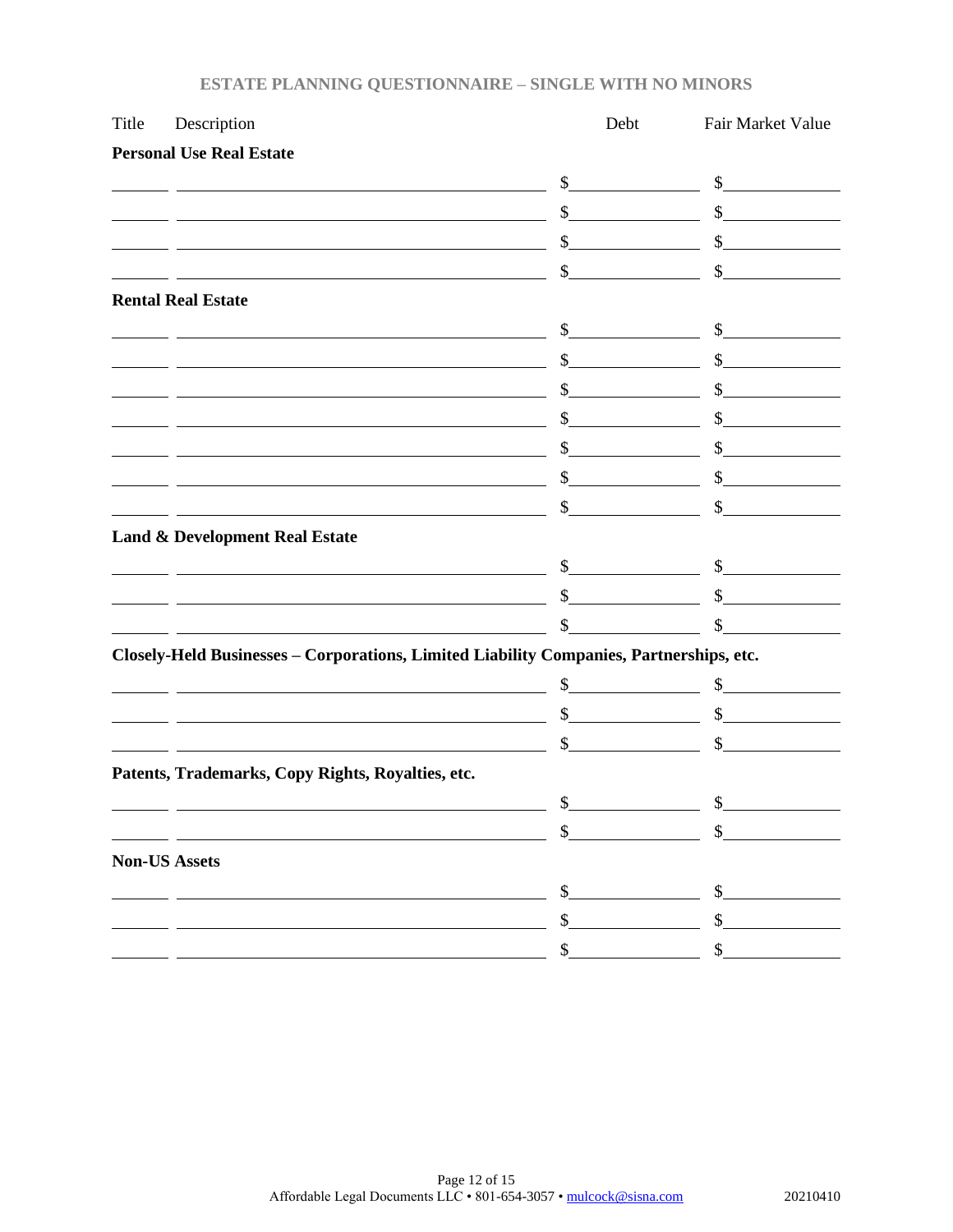| Title | Description | Debt | Fair Market Value |
|---|---|---|---|
| **Personal Use Real Estate** | | | |
| | | $ | $ |
| | | $ | $ |
| | | $ | $ |
| | | $ | $ |
| **Rental Real Estate** | | | |
| | | $ | $ |
| | | $ | $ |
| | | $ | $ |
| | | $ | $ |
| | | $ | $ |
| | | $ | $ |
| | | $ | $ |
| **Land & Development Real Estate** | | | |
| | | $ | $ |
| | | $ | $ |
| | | $ | $ |
| **Closely-Held Businesses – Corporations, Limited Liability Companies, Partnerships, etc.** | | | |
| | | $ | $ |
| | | $ | $ |
| | | $ | $ |
| **Patents, Trademarks, Copy Rights, Royalties, etc.** | | | |
| | | $ | $ |
| | | $ | $ |
| **Non-US Assets** | | | |
| | | $ | $ |
| | | $ | $ |
| | | $ | $ |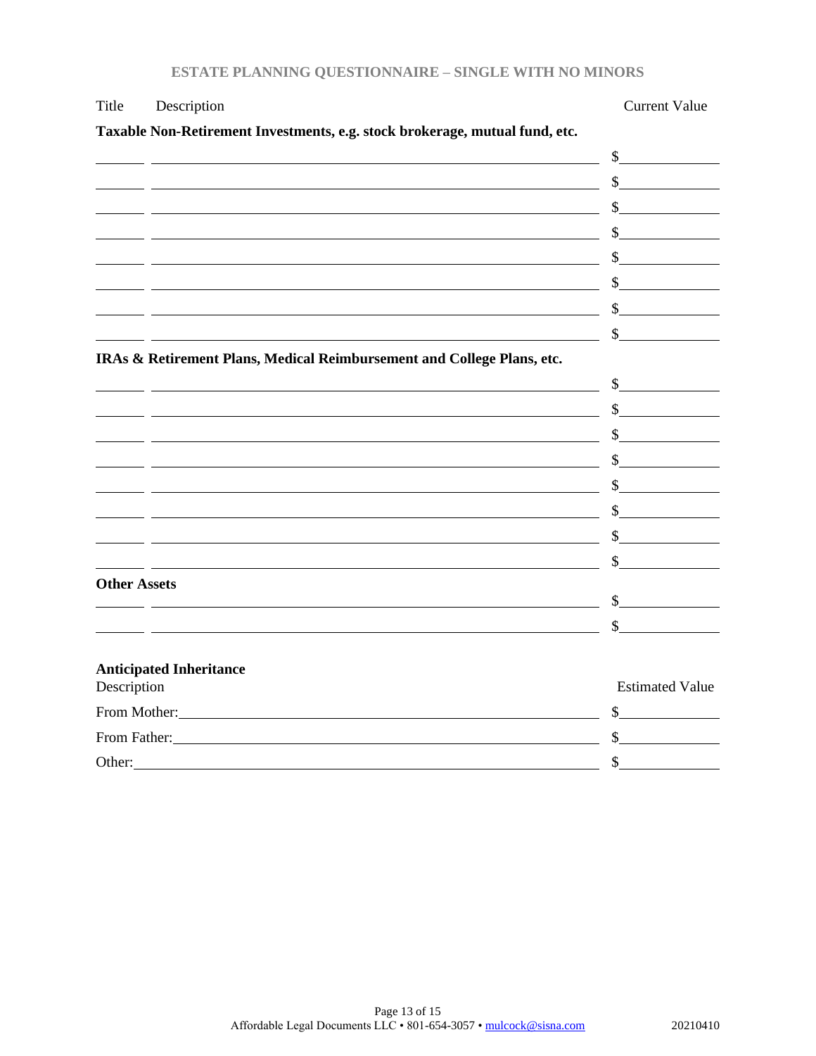| Title | Description | Current Value |
|---|---|---|
| **Taxable Non-Retirement Investments, e.g. stock brokerage, mutual fund, etc.** | | |
| ______ | ______________________________ | $__________ |
| ______ | ______________________________ | $__________ |
| ______ | ______________________________ | $__________ |
| ______ | ______________________________ | $__________ |
| ______ | ______________________________ | $__________ |
| ______ | ______________________________ | $__________ |
| ______ | ______________________________ | $__________ |
| ______ | ______________________________ | $__________ |
| **IRAs & Retirement Plans, Medical Reimbursement and College Plans, etc.** | | |
| ______ | ______________________________ | $__________ |
| ______ | ______________________________ | $__________ |
| ______ | ______________________________ | $__________ |
| ______ | ______________________________ | $__________ |
| ______ | ______________________________ | $__________ |
| ______ | ______________________________ | $__________ |
| ______ | ______________________________ | $__________ |
| ______ | ______________________________ | $__________ |
| **Other Assets** | | |
| ______ | ______________________________ | $__________ |
| ______ | ______________________________ | $__________ |

**Anticipated Inheritance**

| Description | Estimated Value |
|---|---|
| From Mother: ______________________________ | $__________ |
| From Father: ______________________________ | $__________ |
| Other: ______________________________ | $__________ |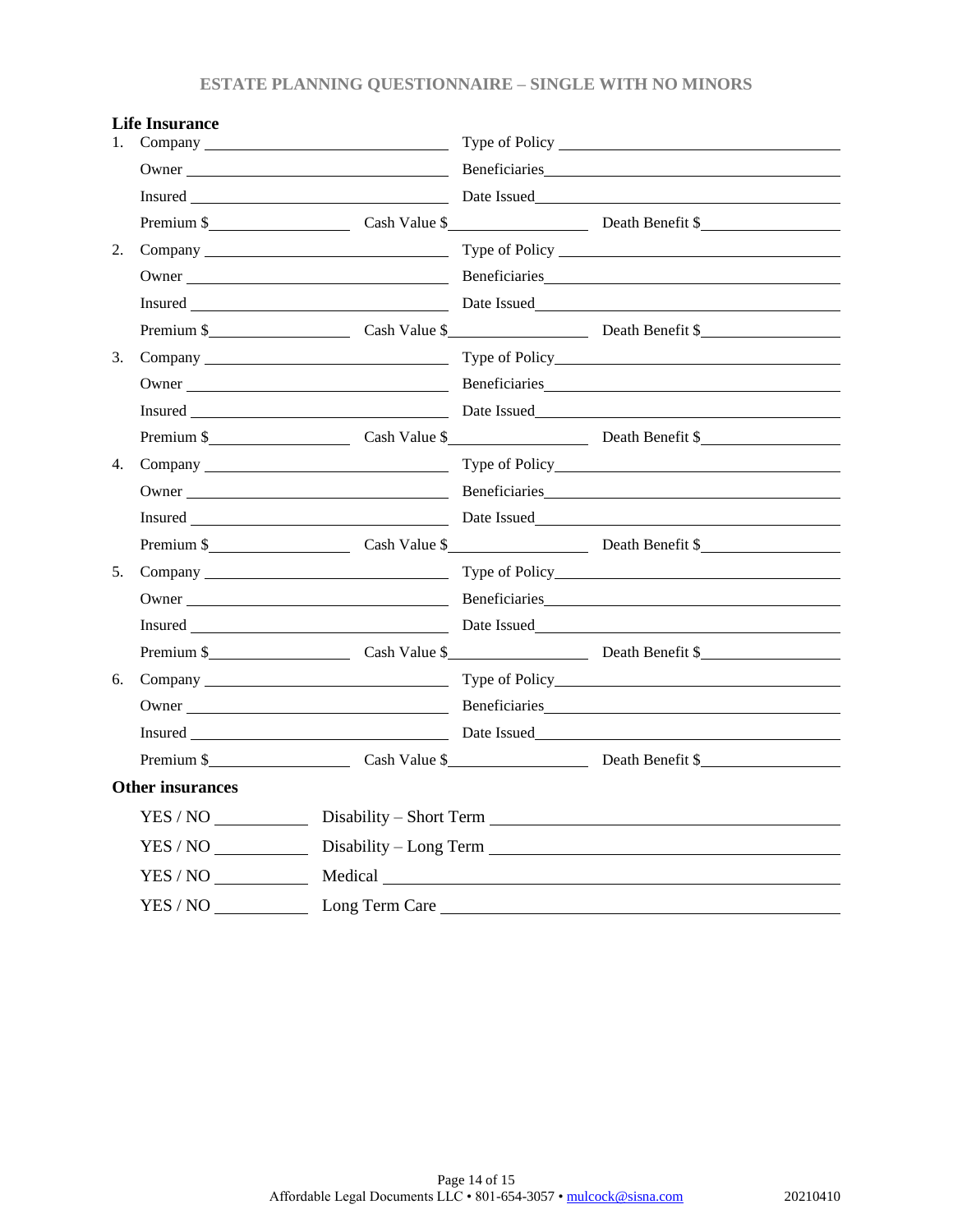## Life Insurance

1. Company ______________________ Type of Policy ______________________
   Owner ______________________ Beneficiaries______________________
   Insured ______________________ Date Issued______________________
   Premium $______________ Cash Value $______________ Death Benefit $______________
2. Company ______________________ Type of Policy ______________________
   Owner ______________________ Beneficiaries______________________
   Insured ______________________ Date Issued______________________
   Premium $______________ Cash Value $______________ Death Benefit $______________
3. Company ______________________ Type of Policy______________________
   Owner ______________________ Beneficiaries______________________
   Insured ______________________ Date Issued______________________
   Premium $______________ Cash Value $______________ Death Benefit $______________
4. Company ______________________ Type of Policy______________________
   Owner ______________________ Beneficiaries______________________
   Insured ______________________ Date Issued______________________
   Premium $______________ Cash Value $______________ Death Benefit $______________
5. Company ______________________ Type of Policy______________________
   Owner ______________________ Beneficiaries______________________
   Insured ______________________ Date Issued______________________
   Premium $______________ Cash Value $______________ Death Benefit $______________
6. Company ______________________ Type of Policy______________________
   Owner ______________________ Beneficiaries______________________
   Insured ______________________ Date Issued______________________
   Premium $______________ Cash Value $______________ Death Benefit $______________

## Other insurances

YES / NO __________ Disability – Short Term ______________________________

YES / NO __________ Disability – Long Term ______________________________

YES / NO __________ Medical ______________________________

YES / NO __________ Long Term Care ______________________________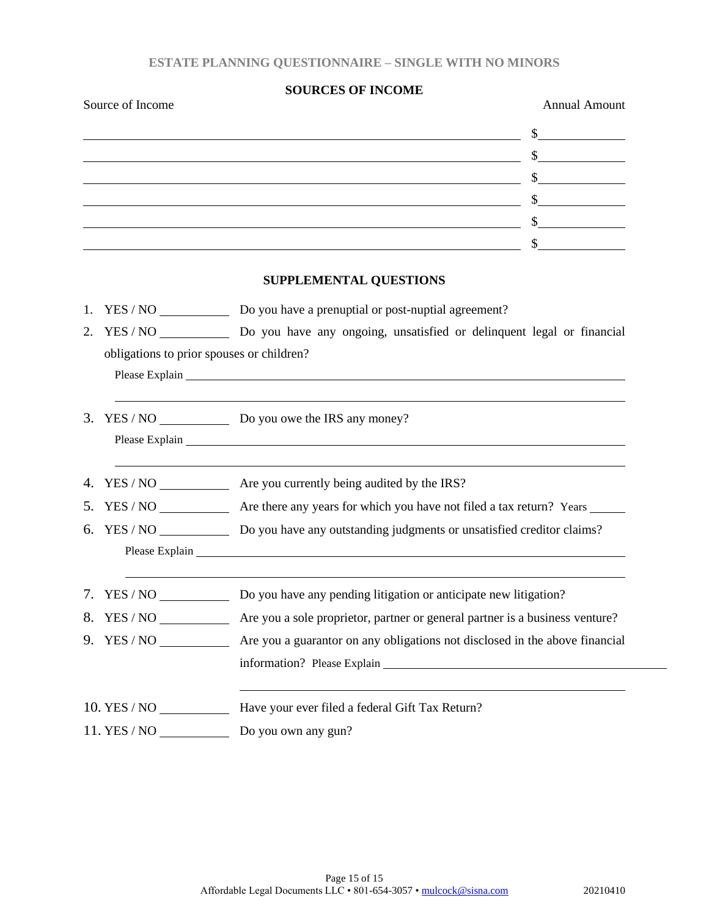## SOURCES OF INCOME

| Source of Income | Annual Amount |
|---|---|
| | $ |
| | $ |
| | $ |
| | $ |
| | $ |
| | $ |

## SUPPLEMENTAL QUESTIONS

1. YES / NO \_\_\_\_\_\_\_\_\_\_ Do you have a prenuptial or post-nuptial agreement?
2. YES / NO \_\_\_\_\_\_\_\_\_\_ Do you have any ongoing, unsatisfied or delinquent legal or financial obligations to prior spouses or children?
   Please Explain \_\_\_\_\_\_\_\_\_\_\_\_\_\_\_\_\_\_\_\_\_\_\_\_\_\_\_\_\_\_\_\_\_\_\_\_\_\_\_\_
   \_\_\_\_\_\_\_\_\_\_\_\_\_\_\_\_\_\_\_\_\_\_\_\_\_\_\_\_\_\_\_\_\_\_\_\_\_\_\_\_\_\_\_\_\_\_\_\_\_\_\_\_\_\_
3. YES / NO \_\_\_\_\_\_\_\_\_\_ Do you owe the IRS any money?
   Please Explain \_\_\_\_\_\_\_\_\_\_\_\_\_\_\_\_\_\_\_\_\_\_\_\_\_\_\_\_\_\_\_\_\_\_\_\_\_\_\_\_
   \_\_\_\_\_\_\_\_\_\_\_\_\_\_\_\_\_\_\_\_\_\_\_\_\_\_\_\_\_\_\_\_\_\_\_\_\_\_\_\_\_\_\_\_\_\_\_\_\_\_\_\_\_\_
4. YES / NO \_\_\_\_\_\_\_\_\_\_ Are you currently being audited by the IRS?
5. YES / NO \_\_\_\_\_\_\_\_\_\_ Are there any years for which you have not filed a tax return? Years \_\_\_\_\_\_
6. YES / NO \_\_\_\_\_\_\_\_\_\_ Do you have any outstanding judgments or unsatisfied creditor claims?
   Please Explain \_\_\_\_\_\_\_\_\_\_\_\_\_\_\_\_\_\_\_\_\_\_\_\_\_\_\_\_\_\_\_\_\_\_\_\_\_\_\_\_
   \_\_\_\_\_\_\_\_\_\_\_\_\_\_\_\_\_\_\_\_\_\_\_\_\_\_\_\_\_\_\_\_\_\_\_\_\_\_\_\_\_\_\_\_\_\_\_\_\_\_\_\_\_\_
7. YES / NO \_\_\_\_\_\_\_\_\_\_ Do you have any pending litigation or anticipate new litigation?
8. YES / NO \_\_\_\_\_\_\_\_\_\_ Are you a sole proprietor, partner or general partner is a business venture?
9. YES / NO \_\_\_\_\_\_\_\_\_\_ Are you a guarantor on any obligations not disclosed in the above financial information? Please Explain \_\_\_\_\_\_\_\_\_\_\_\_\_\_\_\_\_\_\_\_\_\_\_\_\_\_\_\_\_\_\_\_\_\_\_\_\_\_\_\_
   \_\_\_\_\_\_\_\_\_\_\_\_\_\_\_\_\_\_\_\_\_\_\_\_\_\_\_\_\_\_\_\_\_\_\_\_\_\_\_\_\_\_\_\_\_\_\_\_\_\_\_\_\_\_
10. YES / NO \_\_\_\_\_\_\_\_\_\_ Have your ever filed a federal Gift Tax Return?
11. YES / NO \_\_\_\_\_\_\_\_\_\_ Do you own any gun?